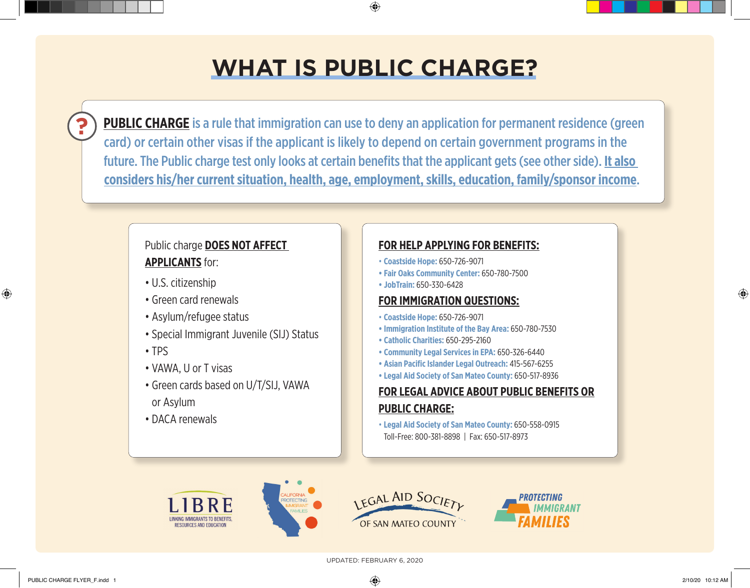# WHAT IS PUBLIC CHARGE?

**PUBLIC CHARGE** is a rule that immigration can use to deny an application for permanent residence (green card) or certain other visas if the applicant is likely to depend on certain government programs in the future. The Public charge test only looks at certain benefits that the applicant gets (see other side). **It also considers his/her current situation, health, age, employment, skills, education, family/sponsor income.**

Public charge **DOES NOT AFFECT APPLICANTS** for:

- U.S. citizenship
- Green card renewals
- Asylum/refugee status
- Special Immigrant Juvenile (SIJ) Status
- TPS
- VAWA, U or T visas
- Green cards based on U/T/SIJ, VAWA or Asylum
- DACA renewals

## FOR HELP APPLYING FOR BENEFITS:

- **Coastside Hope:** 650-726-9071
- **Fair Oaks Community Center:** 650-780-7500
- **JobTrain:** 650-330-6428

## FOR IMMIGRATION QUESTIONS:

- **Coastside Hope:** 650-726-9071
- **Immigration Institute of the Bay Area:** 650-780-7530
- **Catholic Charities:** 650-295-2160
- **Community Legal Services in EPA:** 650-326-6440
- **Asian Pacific Islander Legal Outreach:** 415-567-6255
- **Legal Aid Society of San Mateo County:** 650-517-8936

## FOR LEGAL ADVICE ABOUT PUBLIC BENEFITS OR PUBLIC CHARGE:

- **Legal Aid Society of San Mateo County:** 650-558-0915
  Toll-Free: 800-381-8898 | Fax: 650-517-8973

LIBRE — Linking Immigrants to Benefits, Resources and Education | California Protecting Immigrant Families | Legal Aid Society of San Mateo County | Protecting Immigrant Families

UPDATED: FEBRUARY 6, 2020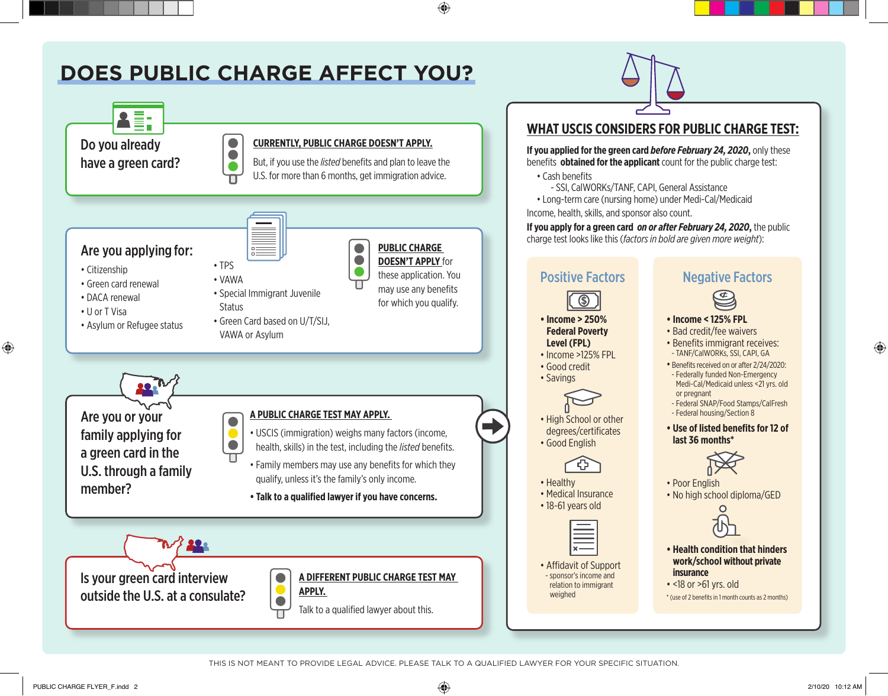# DOES PUBLIC CHARGE AFFECT YOU?

## Do you already have a green card?

**CURRENTLY, PUBLIC CHARGE DOESN'T APPLY.**

But, if you use the *listed* benefits and plan to leave the U.S. for more than 6 months, get immigration advice.

## Are you applying for:

- Citizenship
- Green card renewal
- DACA renewal
- U or T Visa
- Asylum or Refugee status
- TPS
- VAWA
- Special Immigrant Juvenile Status
- Green Card based on U/T/SIJ, VAWA or Asylum

**PUBLIC CHARGE DOESN'T APPLY** for these application. You may use any benefits for which you qualify.

## Are you or your family applying for a green card in the U.S. through a family member?

**A PUBLIC CHARGE TEST MAY APPLY.**

- USCIS (immigration) weighs many factors (income, health, skills) in the test, including the *listed* benefits.
- Family members may use any benefits for which they qualify, unless it's the family's only income.
- **Talk to a qualified lawyer if you have concerns.**

## Is your green card interview outside the U.S. at a consulate?

**A DIFFERENT PUBLIC CHARGE TEST MAY APPLY.**

Talk to a qualified lawyer about this.

## WHAT USCIS CONSIDERS FOR PUBLIC CHARGE TEST:

**If you applied for the green card *before February 24, 2020*,** only these benefits **obtained for the applicant** count for the public charge test:

- Cash benefits
  - SSI, CalWORKs/TANF, CAPI, General Assistance
- Long-term care (nursing home) under Medi-Cal/Medicaid

Income, health, skills, and sponsor also count.

**If you apply for a green card *on or after February 24, 2020*,** the public charge test looks like this (*factors in bold are given more weight*):

### Positive Factors

- **Income > 250% Federal Poverty Level (FPL)**
- Income >125% FPL
- Good credit
- Savings
- High School or other degrees/certificates
- Good English
- Healthy
- Medical Insurance
- 18-61 years old
- Affidavit of Support
  - sponsor's income and relation to immigrant weighed

### Negative Factors

- **Income < 125% FPL**
- Bad credit/fee waivers
- Benefits immigrant receives:
  - TANF/CalWORKs, SSI, CAPI, GA
- Benefits received on or after 2/24/2020:
  - Federally funded Non-Emergency Medi-Cal/Medicaid unless <21 yrs. old or pregnant
  - Federal SNAP/Food Stamps/CalFresh
  - Federal housing/Section 8
- **Use of listed benefits for 12 of last 36 months***
- Poor English
- No high school diploma/GED
- **Health condition that hinders work/school without private insurance**
- <18 or >61 yrs. old

* (use of 2 benefits in 1 month counts as 2 months)

THIS IS NOT MEANT TO PROVIDE LEGAL ADVICE. PLEASE TALK TO A QUALIFIED LAWYER FOR YOUR SPECIFIC SITUATION.